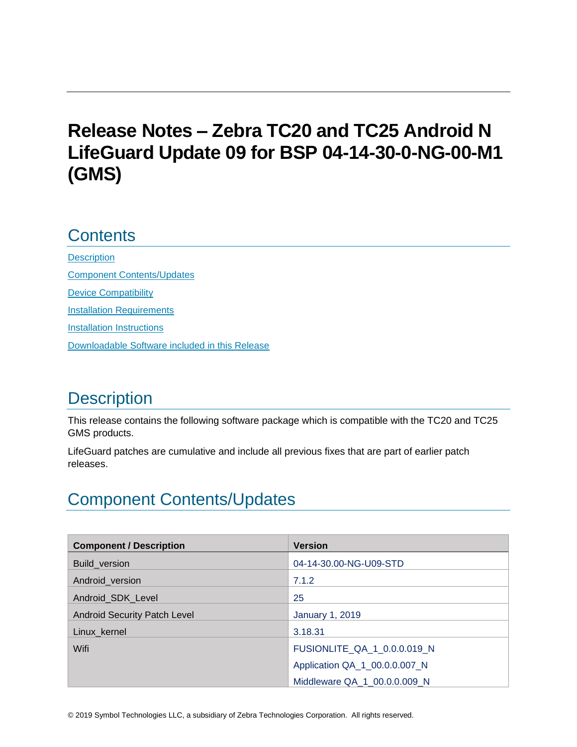# Release Notes – Zebra TC20 and TC25 Android N LifeGuard Update 09 for BSP 04-14-30-0-NG-00-M1 (GMS)

## Contents

[Description](#description)

[Component Contents/Updates](#component-contentsupdates)

[Device Compatibility](#device-compatibility)

[Installation Requirements](#installation-requirements)

[Installation Instructions](#installation-instructions)

[Downloadable Software included in this Release](#downloadable-software-included-in-this-release)

## Description

This release contains the following software package which is compatible with the TC20 and TC25 GMS products.

LifeGuard patches are cumulative and include all previous fixes that are part of earlier patch releases.

## Component Contents/Updates

| Component / Description | Version |
|---|---|
| Build_version | 04-14-30.00-NG-U09-STD |
| Android_version | 7.1.2 |
| Android_SDK_Level | 25 |
| Android Security Patch Level | January 1, 2019 |
| Linux_kernel | 3.18.31 |
| Wifi | FUSIONLITE_QA_1_0.0.0.019_N<br>Application QA_1_00.0.0.007_N<br>Middleware QA_1_00.0.0.009_N |

© 2019 Symbol Technologies LLC, a subsidiary of Zebra Technologies Corporation. All rights reserved.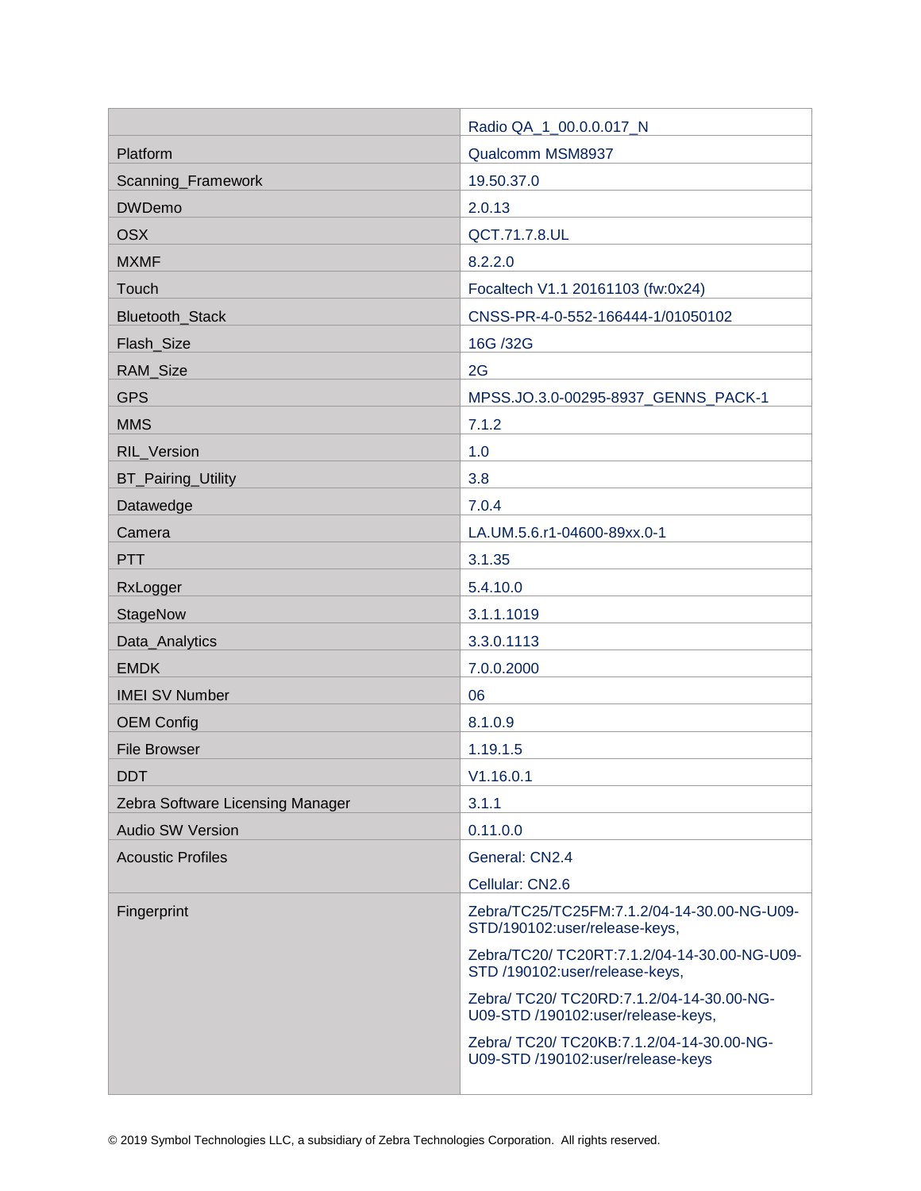| | |
|---|---|
| | Radio QA_1_00.0.0.017_N |
| Platform | Qualcomm MSM8937 |
| Scanning_Framework | 19.50.37.0 |
| DWDemo | 2.0.13 |
| OSX | QCT.71.7.8.UL |
| MXMF | 8.2.2.0 |
| Touch | Focaltech V1.1 20161103 (fw:0x24) |
| Bluetooth_Stack | CNSS-PR-4-0-552-166444-1/01050102 |
| Flash_Size | 16G /32G |
| RAM_Size | 2G |
| GPS | MPSS.JO.3.0-00295-8937_GENNS_PACK-1 |
| MMS | 7.1.2 |
| RIL_Version | 1.0 |
| BT_Pairing_Utility | 3.8 |
| Datawedge | 7.0.4 |
| Camera | LA.UM.5.6.r1-04600-89xx.0-1 |
| PTT | 3.1.35 |
| RxLogger | 5.4.10.0 |
| StageNow | 3.1.1.1019 |
| Data_Analytics | 3.3.0.1113 |
| EMDK | 7.0.0.2000 |
| IMEI SV Number | 06 |
| OEM Config | 8.1.0.9 |
| File Browser | 1.19.1.5 |
| DDT | V1.16.0.1 |
| Zebra Software Licensing Manager | 3.1.1 |
| Audio SW Version | 0.11.0.0 |
| Acoustic Profiles | General: CN2.4<br>Cellular: CN2.6 |
| Fingerprint | Zebra/TC25/TC25FM:7.1.2/04-14-30.00-NG-U09-STD/190102:user/release-keys,<br>Zebra/TC20/ TC20RT:7.1.2/04-14-30.00-NG-U09-STD /190102:user/release-keys,<br>Zebra/ TC20/ TC20RD:7.1.2/04-14-30.00-NG-U09-STD /190102:user/release-keys,<br>Zebra/ TC20/ TC20KB:7.1.2/04-14-30.00-NG-U09-STD /190102:user/release-keys |

© 2019 Symbol Technologies LLC, a subsidiary of Zebra Technologies Corporation. All rights reserved.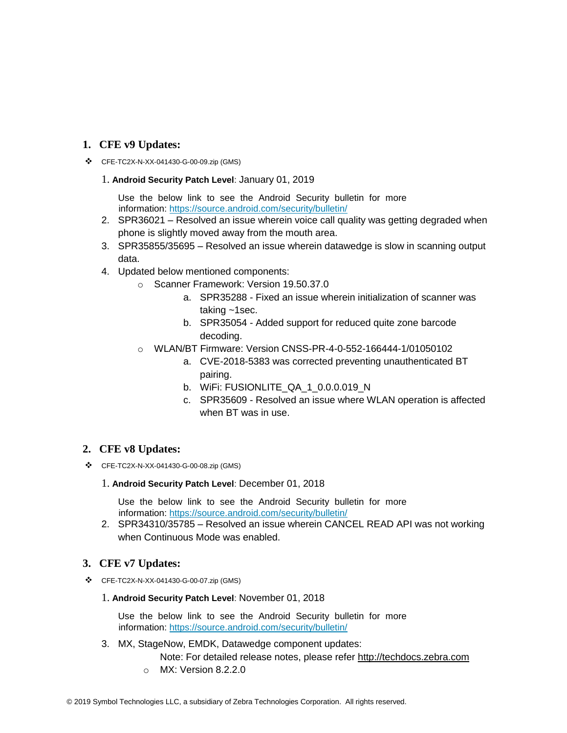## 1. CFE v9 Updates:

- CFE-TC2X-N-XX-041430-G-00-09.zip (GMS)

  1. **Android Security Patch Level**: January 01, 2019

     Use the below link to see the Android Security bulletin for more information: https://source.android.com/security/bulletin/
  2. SPR36021 – Resolved an issue wherein voice call quality was getting degraded when phone is slightly moved away from the mouth area.
  3. SPR35855/35695 – Resolved an issue wherein datawedge is slow in scanning output data.
  4. Updated below mentioned components:
     - Scanner Framework: Version 19.50.37.0
       a. SPR35288 - Fixed an issue wherein initialization of scanner was taking ~1sec.
       b. SPR35054 - Added support for reduced quite zone barcode decoding.
     - WLAN/BT Firmware: Version CNSS-PR-4-0-552-166444-1/01050102
       a. CVE-2018-5383 was corrected preventing unauthenticated BT pairing.
       b. WiFi: FUSIONLITE_QA_1_0.0.0.019_N
       c. SPR35609 - Resolved an issue where WLAN operation is affected when BT was in use.

## 2. CFE v8 Updates:

- CFE-TC2X-N-XX-041430-G-00-08.zip (GMS)

  1. **Android Security Patch Level**: December 01, 2018

     Use the below link to see the Android Security bulletin for more information: https://source.android.com/security/bulletin/
  2. SPR34310/35785 – Resolved an issue wherein CANCEL READ API was not working when Continuous Mode was enabled.

## 3. CFE v7 Updates:

- CFE-TC2X-N-XX-041430-G-00-07.zip (GMS)

  1. **Android Security Patch Level**: November 01, 2018

     Use the below link to see the Android Security bulletin for more information: https://source.android.com/security/bulletin/
  3. MX, StageNow, EMDK, Datawedge component updates:

     Note: For detailed release notes, please refer http://techdocs.zebra.com
     - MX: Version 8.2.2.0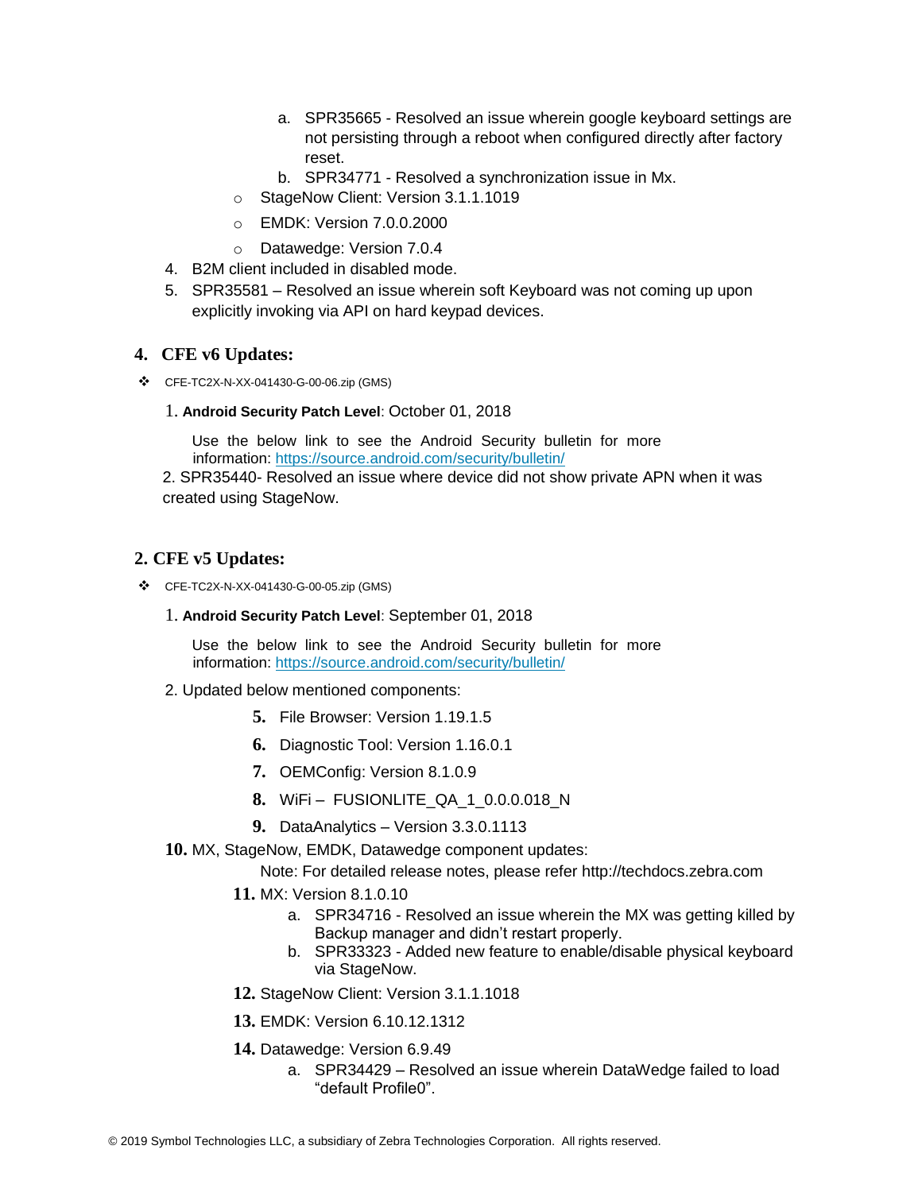a. SPR35665 - Resolved an issue wherein google keyboard settings are not persisting through a reboot when configured directly after factory reset.
b. SPR34771 - Resolved a synchronization issue in Mx.

- StageNow Client: Version 3.1.1.1019
- EMDK: Version 7.0.0.2000
- Datawedge: Version 7.0.4

4. B2M client included in disabled mode.
5. SPR35581 – Resolved an issue wherein soft Keyboard was not coming up upon explicitly invoking via API on hard keypad devices.

## 4. CFE v6 Updates:

- CFE-TC2X-N-XX-041430-G-00-06.zip (GMS)

1. **Android Security Patch Level**: October 01, 2018

   Use the below link to see the Android Security bulletin for more information: https://source.android.com/security/bulletin/

2. SPR35440- Resolved an issue where device did not show private APN when it was created using StageNow.

## 2. CFE v5 Updates:

- CFE-TC2X-N-XX-041430-G-00-05.zip (GMS)

1. **Android Security Patch Level**: September 01, 2018

   Use the below link to see the Android Security bulletin for more information: https://source.android.com/security/bulletin/

2. Updated below mentioned components:

5. File Browser: Version 1.19.1.5
6. Diagnostic Tool: Version 1.16.0.1
7. OEMConfig: Version 8.1.0.9
8. WiFi – FUSIONLITE_QA_1_0.0.0.018_N
9. DataAnalytics – Version 3.3.0.1113
10. MX, StageNow, EMDK, Datawedge component updates:

    Note: For detailed release notes, please refer http://techdocs.zebra.com

11. MX: Version 8.1.0.10
    a. SPR34716 - Resolved an issue wherein the MX was getting killed by Backup manager and didn't restart properly.
    b. SPR33323 - Added new feature to enable/disable physical keyboard via StageNow.
12. StageNow Client: Version 3.1.1.1018
13. EMDK: Version 6.10.12.1312
14. Datawedge: Version 6.9.49
    a. SPR34429 – Resolved an issue wherein DataWedge failed to load "default Profile0".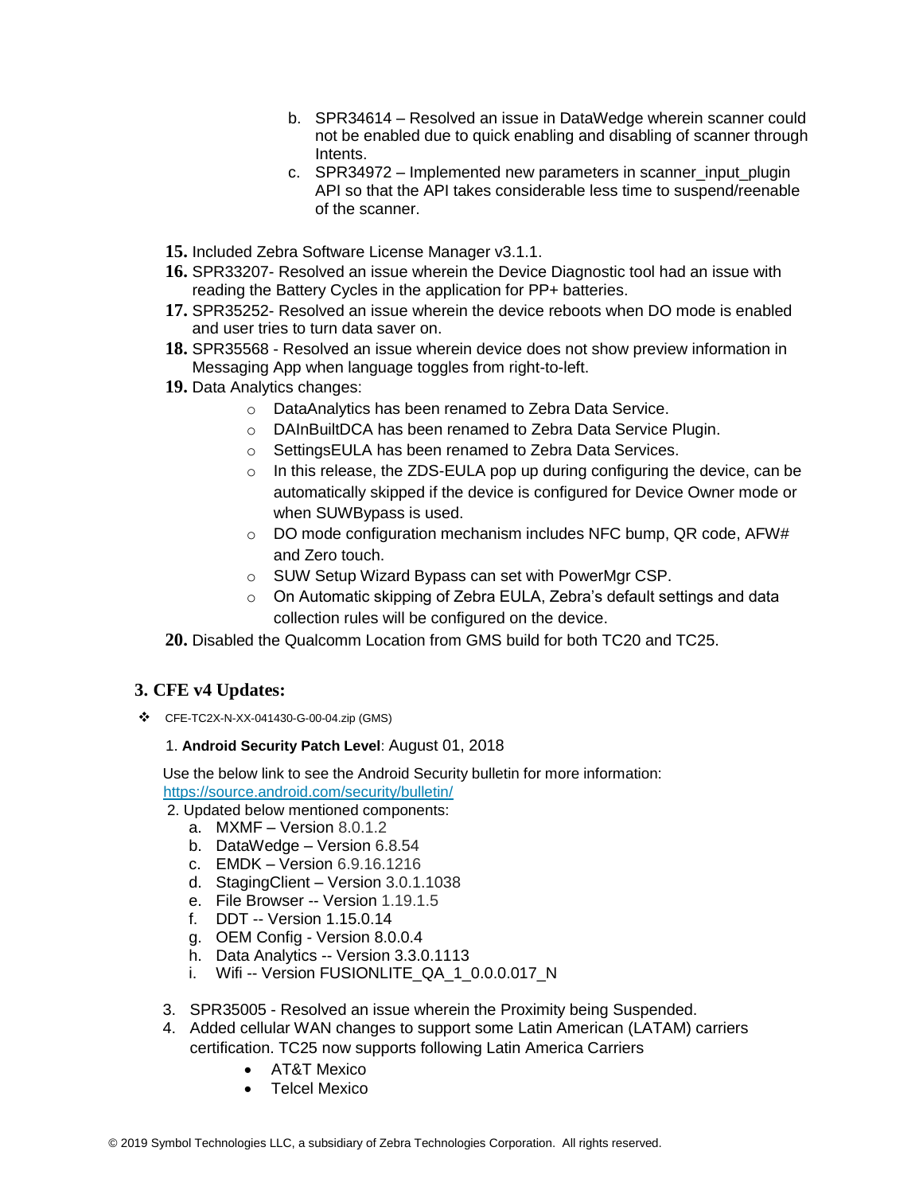b. SPR34614 – Resolved an issue in DataWedge wherein scanner could not be enabled due to quick enabling and disabling of scanner through Intents.
   c. SPR34972 – Implemented new parameters in scanner_input_plugin API so that the API takes considerable less time to suspend/reenable of the scanner.

15. Included Zebra Software License Manager v3.1.1.
16. SPR33207- Resolved an issue wherein the Device Diagnostic tool had an issue with reading the Battery Cycles in the application for PP+ batteries.
17. SPR35252- Resolved an issue wherein the device reboots when DO mode is enabled and user tries to turn data saver on.
18. SPR35568 - Resolved an issue wherein device does not show preview information in Messaging App when language toggles from right-to-left.
19. Data Analytics changes:
    - DataAnalytics has been renamed to Zebra Data Service.
    - DAInBuiltDCA has been renamed to Zebra Data Service Plugin.
    - SettingsEULA has been renamed to Zebra Data Services.
    - In this release, the ZDS-EULA pop up during configuring the device, can be automatically skipped if the device is configured for Device Owner mode or when SUWBypass is used.
    - DO mode configuration mechanism includes NFC bump, QR code, AFW# and Zero touch.
    - SUW Setup Wizard Bypass can set with PowerMgr CSP.
    - On Automatic skipping of Zebra EULA, Zebra's default settings and data collection rules will be configured on the device.
20. Disabled the Qualcomm Location from GMS build for both TC20 and TC25.

## 3. CFE v4 Updates:

- CFE-TC2X-N-XX-041430-G-00-04.zip (GMS)

1. **Android Security Patch Level**: August 01, 2018

Use the below link to see the Android Security bulletin for more information: https://source.android.com/security/bulletin/

2. Updated below mentioned components:
   a. MXMF – Version 8.0.1.2
   b. DataWedge – Version 6.8.54
   c. EMDK – Version 6.9.16.1216
   d. StagingClient – Version 3.0.1.1038
   e. File Browser -- Version 1.19.1.5
   f. DDT -- Version 1.15.0.14
   g. OEM Config - Version 8.0.0.4
   h. Data Analytics -- Version 3.3.0.1113
   i. Wifi -- Version FUSIONLITE_QA_1_0.0.0.017_N

3. SPR35005 - Resolved an issue wherein the Proximity being Suspended.
4. Added cellular WAN changes to support some Latin American (LATAM) carriers certification. TC25 now supports following Latin America Carriers
   - AT&T Mexico
   - Telcel Mexico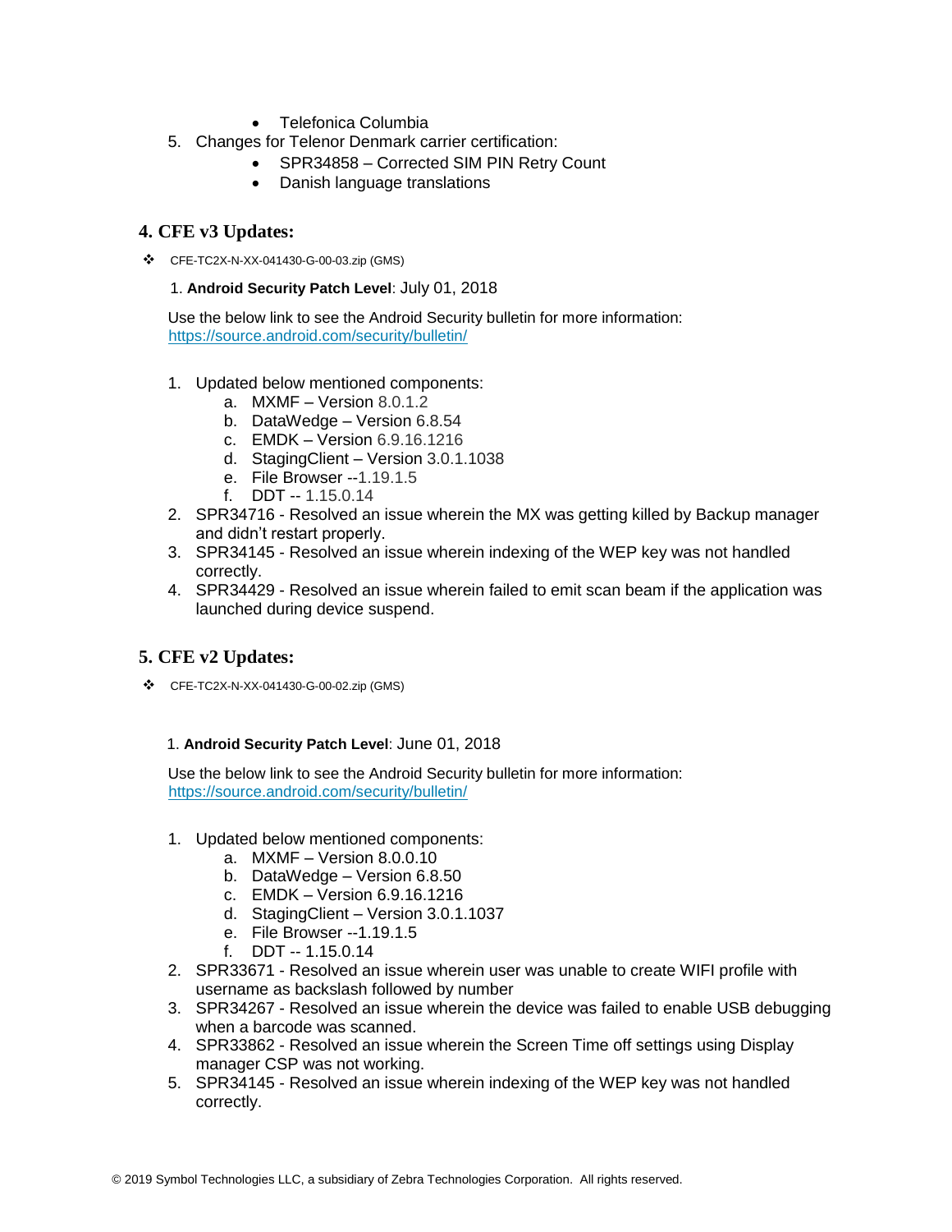- Telefonica Columbia

5. Changes for Telenor Denmark carrier certification:
    - SPR34858 – Corrected SIM PIN Retry Count
    - Danish language translations

## 4. CFE v3 Updates:

❖ CFE-TC2X-N-XX-041430-G-00-03.zip (GMS)

1. **Android Security Patch Level**: July 01, 2018

Use the below link to see the Android Security bulletin for more information: https://source.android.com/security/bulletin/

1. Updated below mentioned components:
    a. MXMF – Version 8.0.1.2
    b. DataWedge – Version 6.8.54
    c. EMDK – Version 6.9.16.1216
    d. StagingClient – Version 3.0.1.1038
    e. File Browser --1.19.1.5
    f. DDT -- 1.15.0.14
2. SPR34716 - Resolved an issue wherein the MX was getting killed by Backup manager and didn't restart properly.
3. SPR34145 - Resolved an issue wherein indexing of the WEP key was not handled correctly.
4. SPR34429 - Resolved an issue wherein failed to emit scan beam if the application was launched during device suspend.

## 5. CFE v2 Updates:

❖ CFE-TC2X-N-XX-041430-G-00-02.zip (GMS)

1. **Android Security Patch Level**: June 01, 2018

Use the below link to see the Android Security bulletin for more information: https://source.android.com/security/bulletin/

1. Updated below mentioned components:
    a. MXMF – Version 8.0.0.10
    b. DataWedge – Version 6.8.50
    c. EMDK – Version 6.9.16.1216
    d. StagingClient – Version 3.0.1.1037
    e. File Browser --1.19.1.5
    f. DDT -- 1.15.0.14
2. SPR33671 - Resolved an issue wherein user was unable to create WIFI profile with username as backslash followed by number
3. SPR34267 - Resolved an issue wherein the device was failed to enable USB debugging when a barcode was scanned.
4. SPR33862 - Resolved an issue wherein the Screen Time off settings using Display manager CSP was not working.
5. SPR34145 - Resolved an issue wherein indexing of the WEP key was not handled correctly.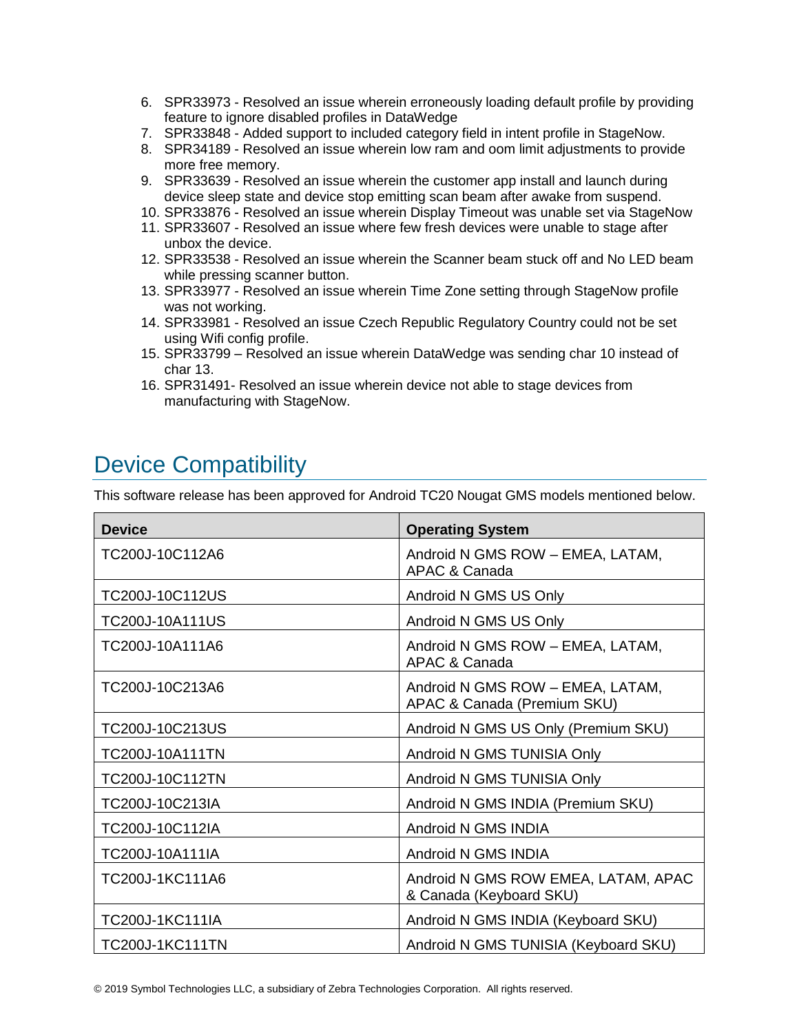6. SPR33973 - Resolved an issue wherein erroneously loading default profile by providing feature to ignore disabled profiles in DataWedge
7. SPR33848 - Added support to included category field in intent profile in StageNow.
8. SPR34189 - Resolved an issue wherein low ram and oom limit adjustments to provide more free memory.
9. SPR33639 - Resolved an issue wherein the customer app install and launch during device sleep state and device stop emitting scan beam after awake from suspend.
10. SPR33876 - Resolved an issue wherein Display Timeout was unable set via StageNow
11. SPR33607 - Resolved an issue where few fresh devices were unable to stage after unbox the device.
12. SPR33538 - Resolved an issue wherein the Scanner beam stuck off and No LED beam while pressing scanner button.
13. SPR33977 - Resolved an issue wherein Time Zone setting through StageNow profile was not working.
14. SPR33981 - Resolved an issue Czech Republic Regulatory Country could not be set using Wifi config profile.
15. SPR33799 – Resolved an issue wherein DataWedge was sending char 10 instead of char 13.
16. SPR31491- Resolved an issue wherein device not able to stage devices from manufacturing with StageNow.

## Device Compatibility

This software release has been approved for Android TC20 Nougat GMS models mentioned below.

| Device | Operating System |
|---|---|
| TC200J-10C112A6 | Android N GMS ROW – EMEA, LATAM, APAC & Canada |
| TC200J-10C112US | Android N GMS US Only |
| TC200J-10A111US | Android N GMS US Only |
| TC200J-10A111A6 | Android N GMS ROW – EMEA, LATAM, APAC & Canada |
| TC200J-10C213A6 | Android N GMS ROW – EMEA, LATAM, APAC & Canada (Premium SKU) |
| TC200J-10C213US | Android N GMS US Only (Premium SKU) |
| TC200J-10A111TN | Android N GMS TUNISIA Only |
| TC200J-10C112TN | Android N GMS TUNISIA Only |
| TC200J-10C213IA | Android N GMS INDIA (Premium SKU) |
| TC200J-10C112IA | Android N GMS INDIA |
| TC200J-10A111IA | Android N GMS INDIA |
| TC200J-1KC111A6 | Android N GMS ROW EMEA, LATAM, APAC & Canada (Keyboard SKU) |
| TC200J-1KC111IA | Android N GMS INDIA (Keyboard SKU) |
| TC200J-1KC111TN | Android N GMS TUNISIA (Keyboard SKU) |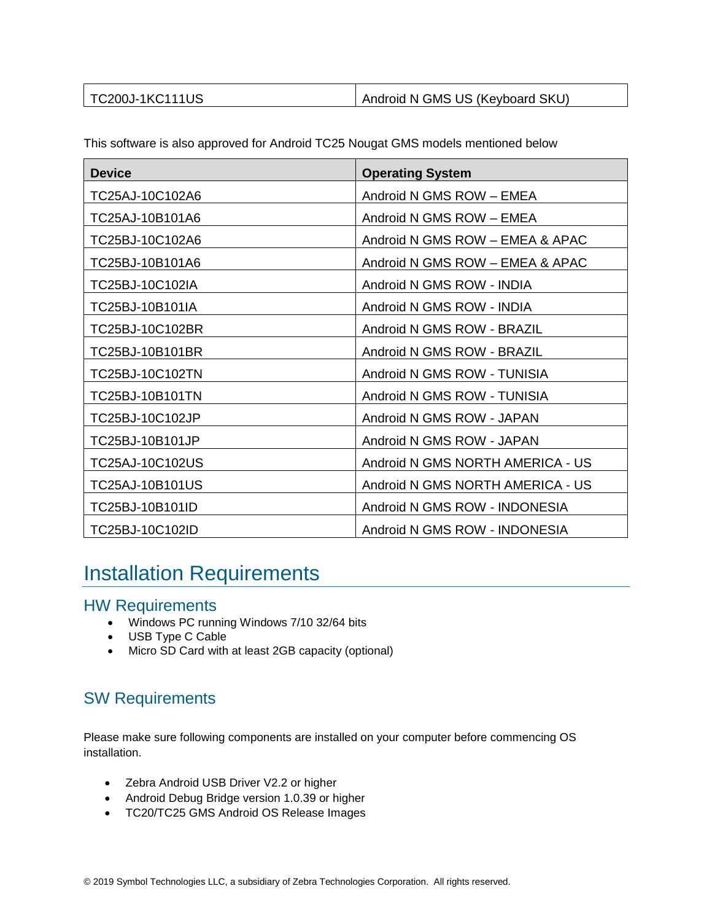| TC200J-1KC111US | Android N GMS US (Keyboard SKU) |
|---|---|

This software is also approved for Android TC25 Nougat GMS models mentioned below

| Device | Operating System |
|---|---|
| TC25AJ-10C102A6 | Android N GMS ROW – EMEA |
| TC25AJ-10B101A6 | Android N GMS ROW – EMEA |
| TC25BJ-10C102A6 | Android N GMS ROW – EMEA & APAC |
| TC25BJ-10B101A6 | Android N GMS ROW – EMEA & APAC |
| TC25BJ-10C102IA | Android N GMS ROW - INDIA |
| TC25BJ-10B101IA | Android N GMS ROW - INDIA |
| TC25BJ-10C102BR | Android N GMS ROW - BRAZIL |
| TC25BJ-10B101BR | Android N GMS ROW - BRAZIL |
| TC25BJ-10C102TN | Android N GMS ROW - TUNISIA |
| TC25BJ-10B101TN | Android N GMS ROW - TUNISIA |
| TC25BJ-10C102JP | Android N GMS ROW - JAPAN |
| TC25BJ-10B101JP | Android N GMS ROW - JAPAN |
| TC25AJ-10C102US | Android N GMS NORTH AMERICA - US |
| TC25AJ-10B101US | Android N GMS NORTH AMERICA - US |
| TC25BJ-10B101ID | Android N GMS ROW - INDONESIA |
| TC25BJ-10C102ID | Android N GMS ROW - INDONESIA |

# Installation Requirements

## HW Requirements

- Windows PC running Windows 7/10 32/64 bits
- USB Type C Cable
- Micro SD Card with at least 2GB capacity (optional)

## SW Requirements

Please make sure following components are installed on your computer before commencing OS installation.

- Zebra Android USB Driver V2.2 or higher
- Android Debug Bridge version 1.0.39 or higher
- TC20/TC25 GMS Android OS Release Images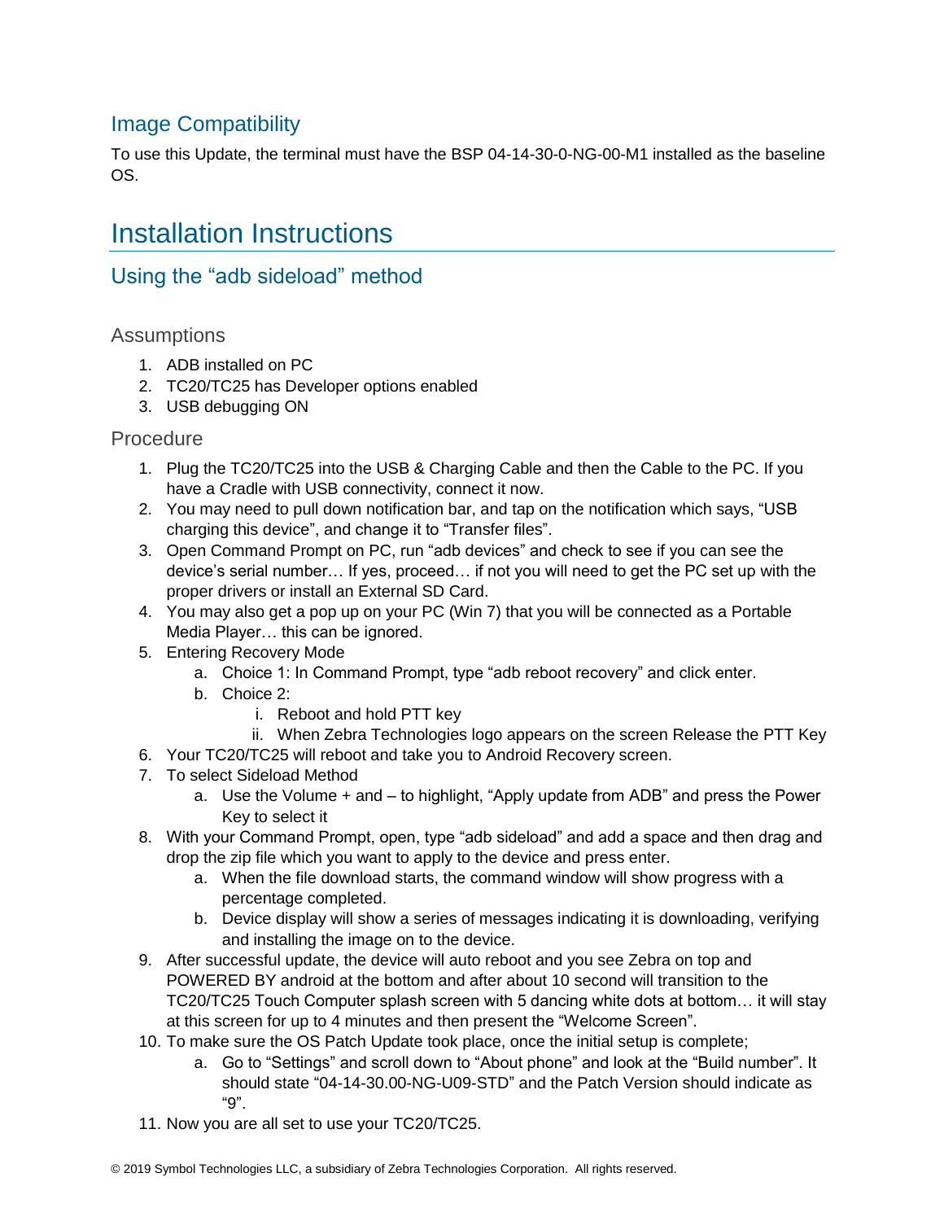## Image Compatibility

To use this Update, the terminal must have the BSP 04-14-30-0-NG-00-M1 installed as the baseline OS.

# Installation Instructions

## Using the “adb sideload” method

### Assumptions

1. ADB installed on PC
2. TC20/TC25 has Developer options enabled
3. USB debugging ON

### Procedure

1. Plug the TC20/TC25 into the USB & Charging Cable and then the Cable to the PC. If you have a Cradle with USB connectivity, connect it now.
2. You may need to pull down notification bar, and tap on the notification which says, “USB charging this device”, and change it to “Transfer files”.
3. Open Command Prompt on PC, run “adb devices” and check to see if you can see the device’s serial number… If yes, proceed… if not you will need to get the PC set up with the proper drivers or install an External SD Card.
4. You may also get a pop up on your PC (Win 7) that you will be connected as a Portable Media Player… this can be ignored.
5. Entering Recovery Mode
   a. Choice 1: In Command Prompt, type “adb reboot recovery” and click enter.
   b. Choice 2:
      i. Reboot and hold PTT key
      ii. When Zebra Technologies logo appears on the screen Release the PTT Key
6. Your TC20/TC25 will reboot and take you to Android Recovery screen.
7. To select Sideload Method
   a. Use the Volume + and – to highlight, “Apply update from ADB” and press the Power Key to select it
8. With your Command Prompt, open, type “adb sideload” and add a space and then drag and drop the zip file which you want to apply to the device and press enter.
   a. When the file download starts, the command window will show progress with a percentage completed.
   b. Device display will show a series of messages indicating it is downloading, verifying and installing the image on to the device.
9. After successful update, the device will auto reboot and you see Zebra on top and POWERED BY android at the bottom and after about 10 second will transition to the TC20/TC25 Touch Computer splash screen with 5 dancing white dots at bottom… it will stay at this screen for up to 4 minutes and then present the “Welcome Screen”.
10. To make sure the OS Patch Update took place, once the initial setup is complete;
    a. Go to “Settings” and scroll down to “About phone” and look at the “Build number”. It should state “04-14-30.00-NG-U09-STD” and the Patch Version should indicate as “9”.
11. Now you are all set to use your TC20/TC25.

© 2019 Symbol Technologies LLC, a subsidiary of Zebra Technologies Corporation. All rights reserved.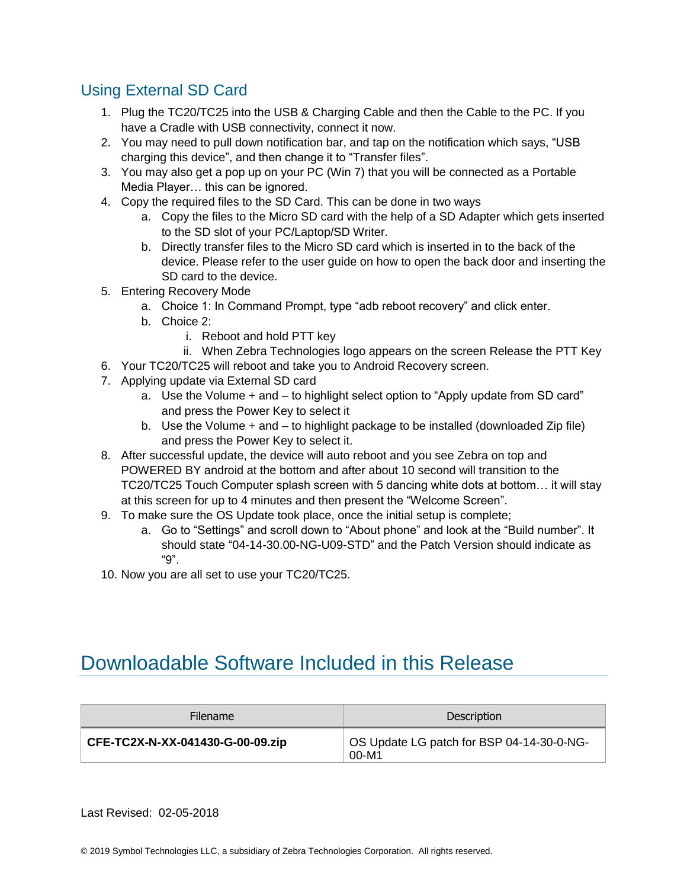## Using External SD Card

1. Plug the TC20/TC25 into the USB & Charging Cable and then the Cable to the PC. If you have a Cradle with USB connectivity, connect it now.
2. You may need to pull down notification bar, and tap on the notification which says, “USB charging this device”, and then change it to “Transfer files”.
3. You may also get a pop up on your PC (Win 7) that you will be connected as a Portable Media Player… this can be ignored.
4. Copy the required files to the SD Card. This can be done in two ways
   a. Copy the files to the Micro SD card with the help of a SD Adapter which gets inserted to the SD slot of your PC/Laptop/SD Writer.
   b. Directly transfer files to the Micro SD card which is inserted in to the back of the device. Please refer to the user guide on how to open the back door and inserting the SD card to the device.
5. Entering Recovery Mode
   a. Choice 1: In Command Prompt, type “adb reboot recovery” and click enter.
   b. Choice 2:
      i. Reboot and hold PTT key
      ii. When Zebra Technologies logo appears on the screen Release the PTT Key
6. Your TC20/TC25 will reboot and take you to Android Recovery screen.
7. Applying update via External SD card
   a. Use the Volume + and – to highlight select option to “Apply update from SD card” and press the Power Key to select it
   b. Use the Volume + and – to highlight package to be installed (downloaded Zip file) and press the Power Key to select it.
8. After successful update, the device will auto reboot and you see Zebra on top and POWERED BY android at the bottom and after about 10 second will transition to the TC20/TC25 Touch Computer splash screen with 5 dancing white dots at bottom… it will stay at this screen for up to 4 minutes and then present the “Welcome Screen”.
9. To make sure the OS Update took place, once the initial setup is complete;
   a. Go to “Settings” and scroll down to “About phone” and look at the “Build number”. It should state “04-14-30.00-NG-U09-STD” and the Patch Version should indicate as “9”.
10. Now you are all set to use your TC20/TC25.

# Downloadable Software Included in this Release

| Filename | Description |
| --- | --- |
| **CFE-TC2X-N-XX-041430-G-00-09.zip** | OS Update LG patch for BSP 04-14-30-0-NG-00-M1 |

Last Revised: 02-05-2018

© 2019 Symbol Technologies LLC, a subsidiary of Zebra Technologies Corporation. All rights reserved.